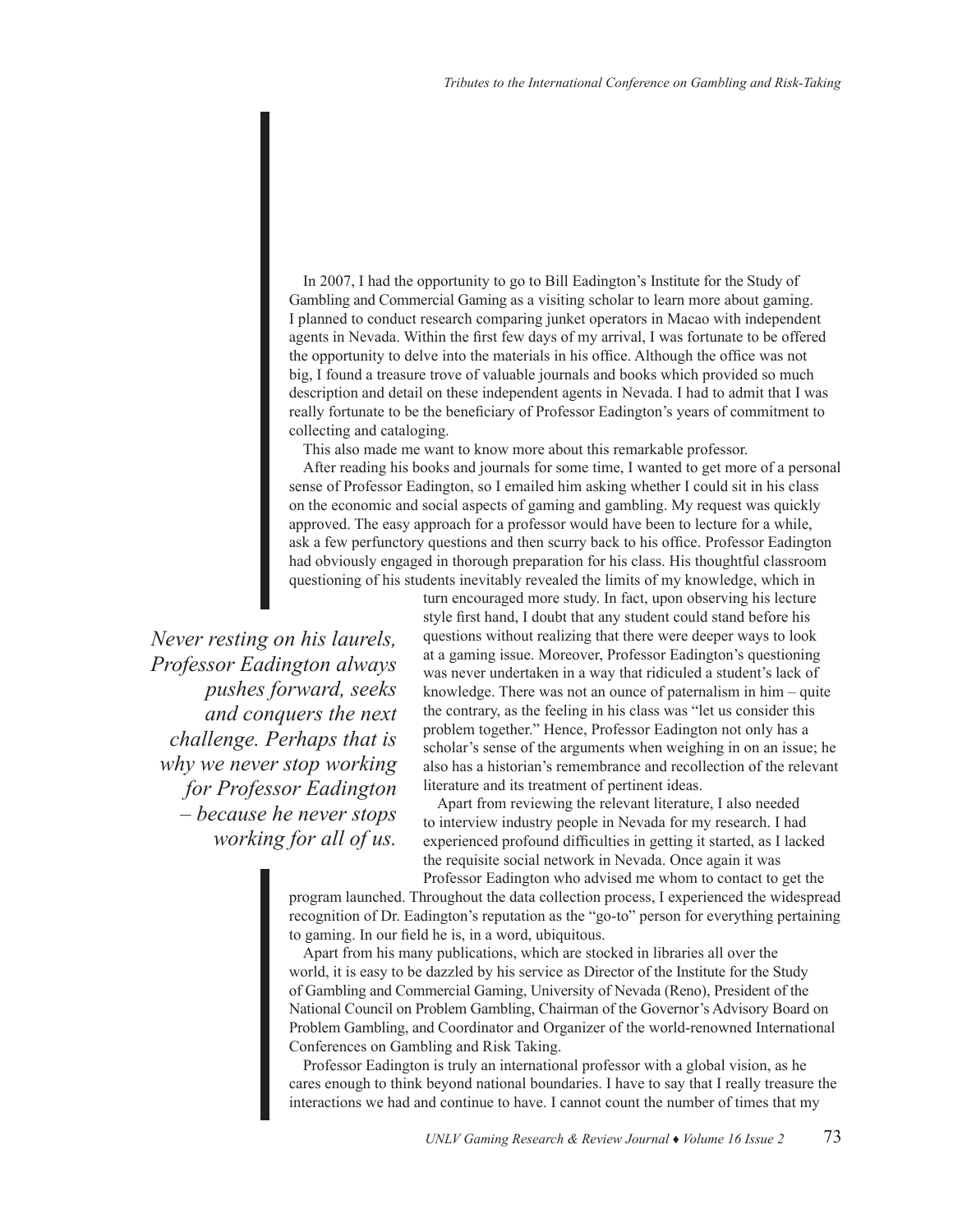In 2007, I had the opportunity to go to Bill Eadington's Institute for the Study of Gambling and Commercial Gaming as a visiting scholar to learn more about gaming. I planned to conduct research comparing junket operators in Macao with independent agents in Nevada. Within the first few days of my arrival, I was fortunate to be offered the opportunity to delve into the materials in his office. Although the office was not big, I found a treasure trove of valuable journals and books which provided so much description and detail on these independent agents in Nevada. I had to admit that I was really fortunate to be the beneficiary of Professor Eadington's years of commitment to collecting and cataloging.

This also made me want to know more about this remarkable professor.

After reading his books and journals for some time, I wanted to get more of a personal sense of Professor Eadington, so I emailed him asking whether I could sit in his class on the economic and social aspects of gaming and gambling. My request was quickly approved. The easy approach for a professor would have been to lecture for a while, ask a few perfunctory questions and then scurry back to his office. Professor Eadington had obviously engaged in thorough preparation for his class. His thoughtful classroom questioning of his students inevitably revealed the limits of my knowledge, which in turn encouraged more study. In fact, upon observing his lecture style first hand, I doubt that any student could stand before his questions without realizing that there were deeper ways to look at a gaming issue. Moreover, Professor Eadington's questioning was never undertaken in a way that ridiculed a student's lack of knowledge. There was not an ounce of paternalism in him – quite the contrary, as the feeling in his class was "let us consider this problem together." Hence, Professor Eadington not only has a scholar's sense of the arguments when weighing in on an issue; he also has a historian's remembrance and recollection of the relevant literature and its treatment of pertinent ideas.

*Never resting on his laurels, Professor Eadington always pushes forward, seeks and conquers the next challenge. Perhaps that is why we never stop working for Professor Eadington – because he never stops working for all of us.*

Apart from reviewing the relevant literature, I also needed to interview industry people in Nevada for my research. I had experienced profound difficulties in getting it started, as I lacked the requisite social network in Nevada. Once again it was Professor Eadington who advised me whom to contact to get the program launched. Throughout the data collection process, I experienced the widespread recognition of Dr. Eadington's reputation as the "go-to" person for everything pertaining to gaming. In our field he is, in a word, ubiquitous.

Apart from his many publications, which are stocked in libraries all over the world, it is easy to be dazzled by his service as Director of the Institute for the Study of Gambling and Commercial Gaming, University of Nevada (Reno), President of the National Council on Problem Gambling, Chairman of the Governor's Advisory Board on Problem Gambling, and Coordinator and Organizer of the world-renowned International Conferences on Gambling and Risk Taking.

Professor Eadington is truly an international professor with a global vision, as he cares enough to think beyond national boundaries. I have to say that I really treasure the interactions we had and continue to have. I cannot count the number of times that my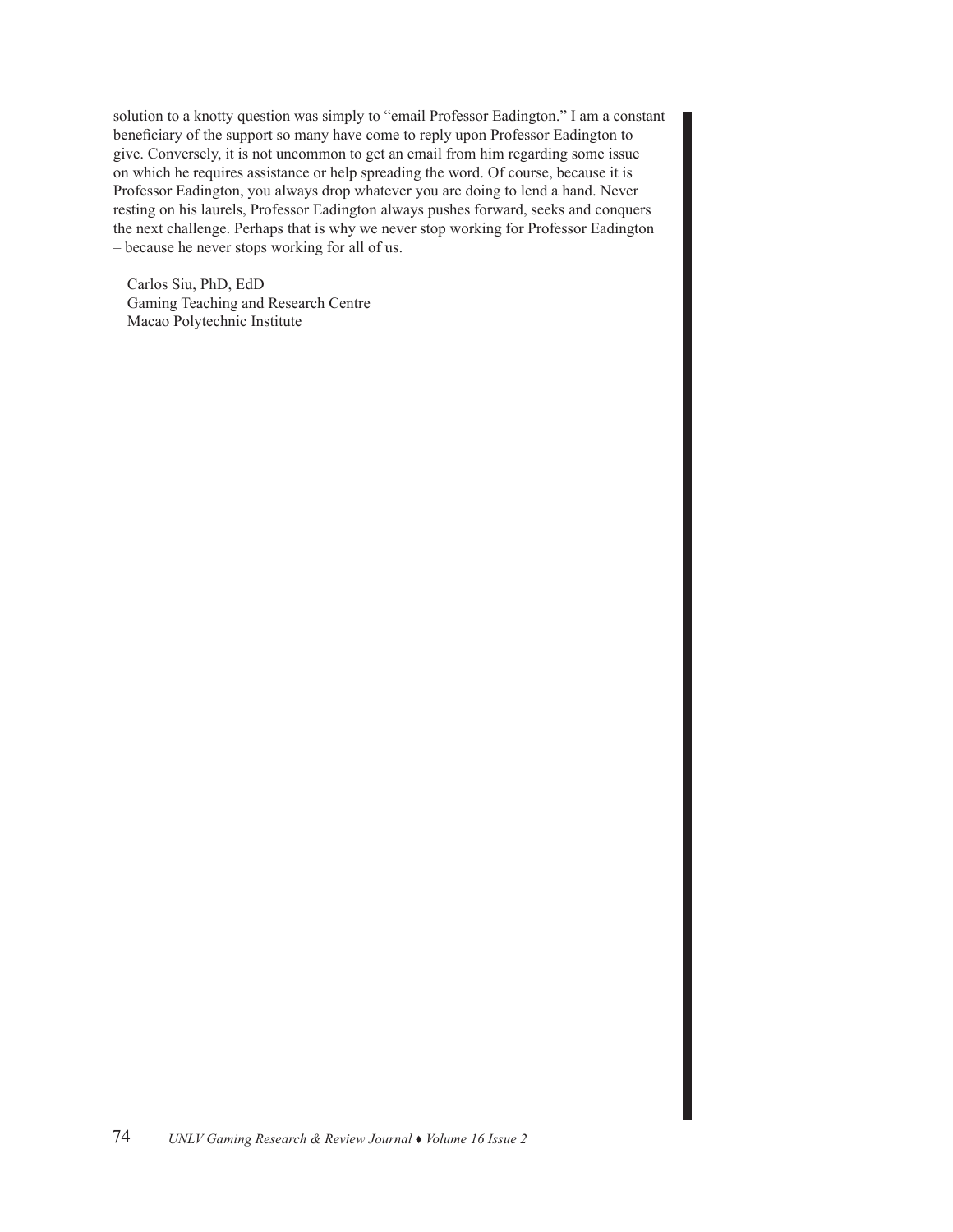solution to a knotty question was simply to "email Professor Eadington." I am a constant beneficiary of the support so many have come to reply upon Professor Eadington to give. Conversely, it is not uncommon to get an email from him regarding some issue on which he requires assistance or help spreading the word. Of course, because it is Professor Eadington, you always drop whatever you are doing to lend a hand. Never resting on his laurels, Professor Eadington always pushes forward, seeks and conquers the next challenge. Perhaps that is why we never stop working for Professor Eadington – because he never stops working for all of us.

Carlos Siu, PhD, EdD
Gaming Teaching and Research Centre
Macao Polytechnic Institute